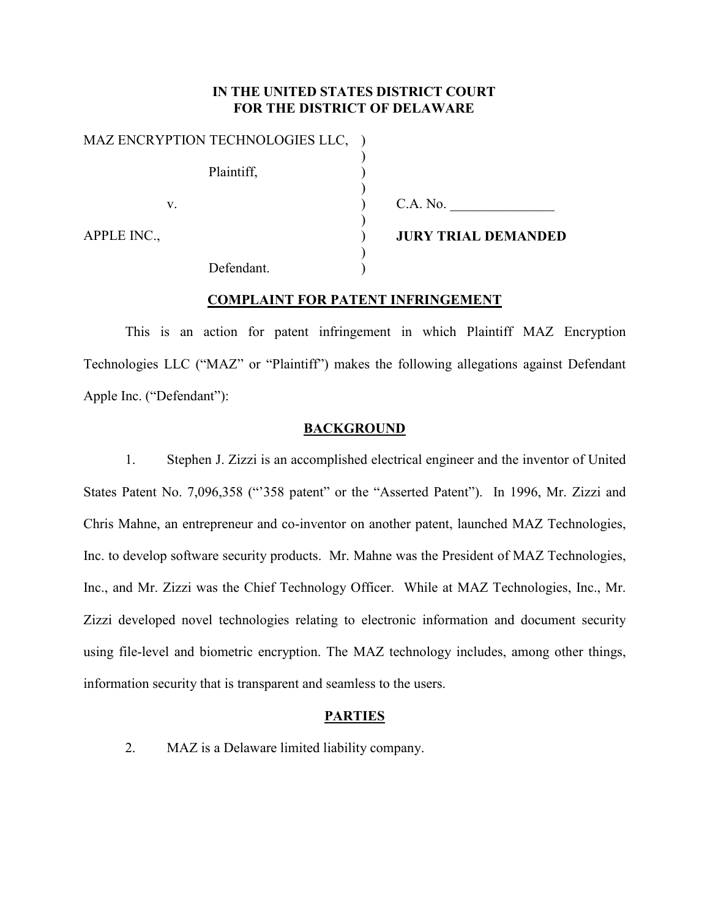**IN THE UNITED STATES DISTRICT COURT**
**FOR THE DISTRICT OF DELAWARE**

| | | |
|---|---|---|
| MAZ ENCRYPTION TECHNOLOGIES LLC, | ) | |
| | ) | |
| Plaintiff, | ) | |
| | ) | |
| v. | ) | C.A. No. _______________ |
| | ) | |
| APPLE INC., | ) | **JURY TRIAL DEMANDED** |
| | ) | |
| Defendant. | ) | |

## COMPLAINT FOR PATENT INFRINGEMENT

This is an action for patent infringement in which Plaintiff MAZ Encryption Technologies LLC ("MAZ" or "Plaintiff") makes the following allegations against Defendant Apple Inc. ("Defendant"):

## BACKGROUND

1. Stephen J. Zizzi is an accomplished electrical engineer and the inventor of United States Patent No. 7,096,358 ("'358 patent" or the "Asserted Patent"). In 1996, Mr. Zizzi and Chris Mahne, an entrepreneur and co-inventor on another patent, launched MAZ Technologies, Inc. to develop software security products. Mr. Mahne was the President of MAZ Technologies, Inc., and Mr. Zizzi was the Chief Technology Officer. While at MAZ Technologies, Inc., Mr. Zizzi developed novel technologies relating to electronic information and document security using file-level and biometric encryption. The MAZ technology includes, among other things, information security that is transparent and seamless to the users.

## PARTIES

2. MAZ is a Delaware limited liability company.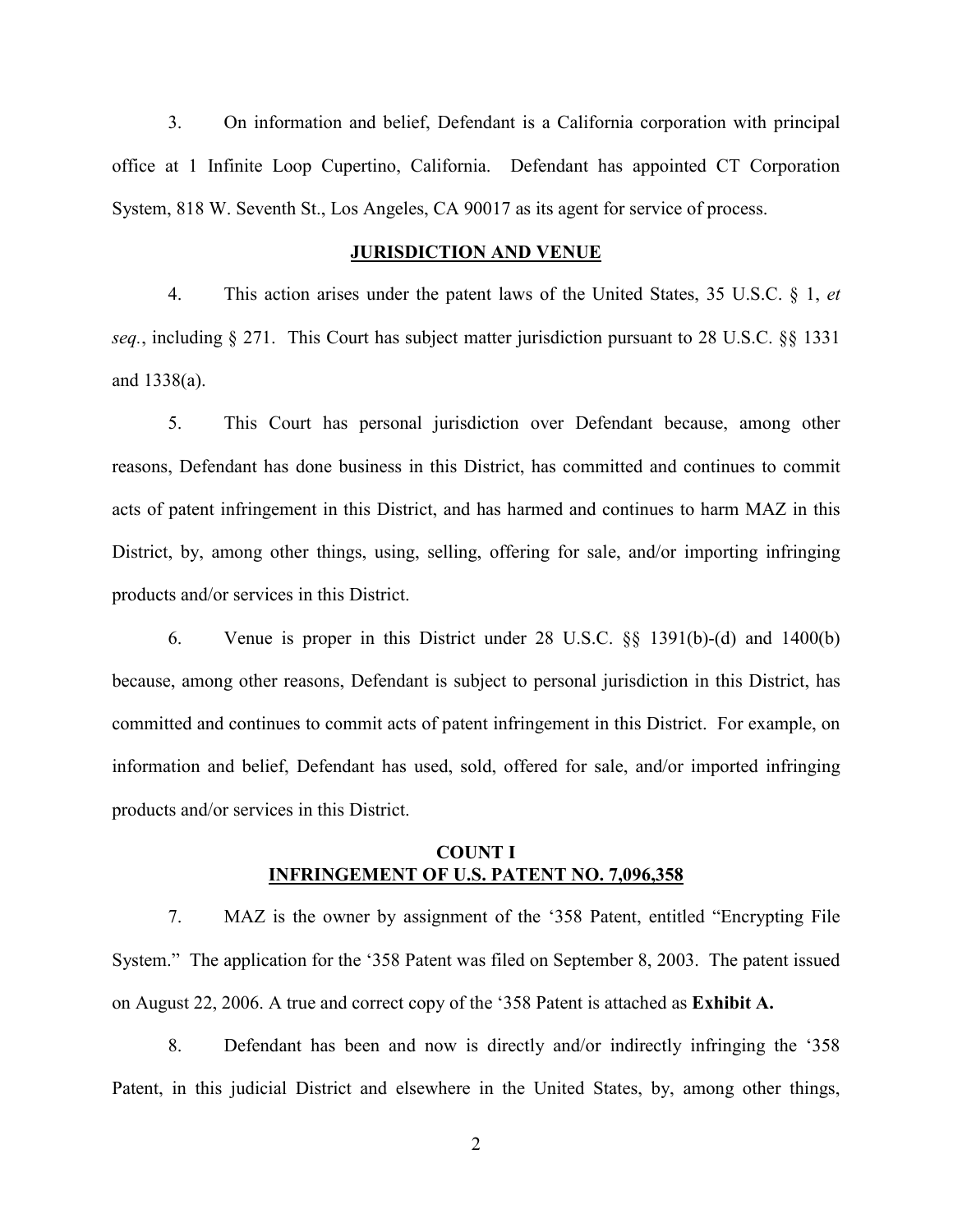3. On information and belief, Defendant is a California corporation with principal office at 1 Infinite Loop Cupertino, California. Defendant has appointed CT Corporation System, 818 W. Seventh St., Los Angeles, CA 90017 as its agent for service of process.

## JURISDICTION AND VENUE

4. This action arises under the patent laws of the United States, 35 U.S.C. § 1, *et seq.*, including § 271. This Court has subject matter jurisdiction pursuant to 28 U.S.C. §§ 1331 and 1338(a).

5. This Court has personal jurisdiction over Defendant because, among other reasons, Defendant has done business in this District, has committed and continues to commit acts of patent infringement in this District, and has harmed and continues to harm MAZ in this District, by, among other things, using, selling, offering for sale, and/or importing infringing products and/or services in this District.

6. Venue is proper in this District under 28 U.S.C. §§ 1391(b)-(d) and 1400(b) because, among other reasons, Defendant is subject to personal jurisdiction in this District, has committed and continues to commit acts of patent infringement in this District. For example, on information and belief, Defendant has used, sold, offered for sale, and/or imported infringing products and/or services in this District.

## COUNT I
## INFRINGEMENT OF U.S. PATENT NO. 7,096,358

7. MAZ is the owner by assignment of the '358 Patent, entitled "Encrypting File System." The application for the '358 Patent was filed on September 8, 2003. The patent issued on August 22, 2006. A true and correct copy of the '358 Patent is attached as **Exhibit A.**

8. Defendant has been and now is directly and/or indirectly infringing the '358 Patent, in this judicial District and elsewhere in the United States, by, among other things,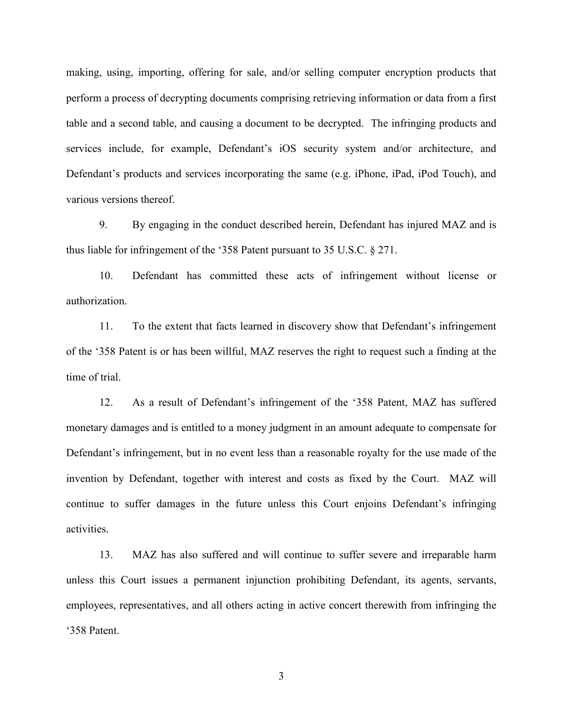making, using, importing, offering for sale, and/or selling computer encryption products that perform a process of decrypting documents comprising retrieving information or data from a first table and a second table, and causing a document to be decrypted. The infringing products and services include, for example, Defendant's iOS security system and/or architecture, and Defendant's products and services incorporating the same (e.g. iPhone, iPad, iPod Touch), and various versions thereof.

9. By engaging in the conduct described herein, Defendant has injured MAZ and is thus liable for infringement of the '358 Patent pursuant to 35 U.S.C. § 271.

10. Defendant has committed these acts of infringement without license or authorization.

11. To the extent that facts learned in discovery show that Defendant's infringement of the '358 Patent is or has been willful, MAZ reserves the right to request such a finding at the time of trial.

12. As a result of Defendant's infringement of the '358 Patent, MAZ has suffered monetary damages and is entitled to a money judgment in an amount adequate to compensate for Defendant's infringement, but in no event less than a reasonable royalty for the use made of the invention by Defendant, together with interest and costs as fixed by the Court. MAZ will continue to suffer damages in the future unless this Court enjoins Defendant's infringing activities.

13. MAZ has also suffered and will continue to suffer severe and irreparable harm unless this Court issues a permanent injunction prohibiting Defendant, its agents, servants, employees, representatives, and all others acting in active concert therewith from infringing the '358 Patent.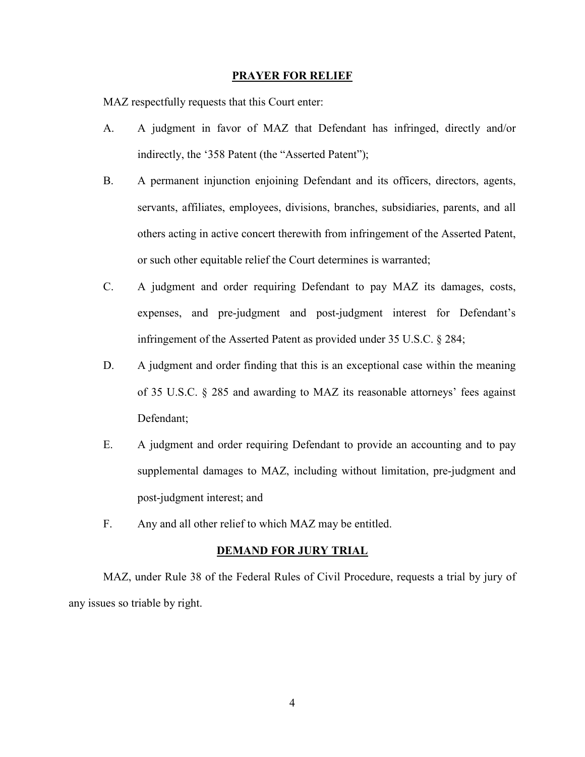## PRAYER FOR RELIEF

MAZ respectfully requests that this Court enter:

A. A judgment in favor of MAZ that Defendant has infringed, directly and/or indirectly, the '358 Patent (the "Asserted Patent");

B. A permanent injunction enjoining Defendant and its officers, directors, agents, servants, affiliates, employees, divisions, branches, subsidiaries, parents, and all others acting in active concert therewith from infringement of the Asserted Patent, or such other equitable relief the Court determines is warranted;

C. A judgment and order requiring Defendant to pay MAZ its damages, costs, expenses, and pre-judgment and post-judgment interest for Defendant's infringement of the Asserted Patent as provided under 35 U.S.C. § 284;

D. A judgment and order finding that this is an exceptional case within the meaning of 35 U.S.C. § 285 and awarding to MAZ its reasonable attorneys' fees against Defendant;

E. A judgment and order requiring Defendant to provide an accounting and to pay supplemental damages to MAZ, including without limitation, pre-judgment and post-judgment interest; and

F. Any and all other relief to which MAZ may be entitled.

## DEMAND FOR JURY TRIAL

MAZ, under Rule 38 of the Federal Rules of Civil Procedure, requests a trial by jury of any issues so triable by right.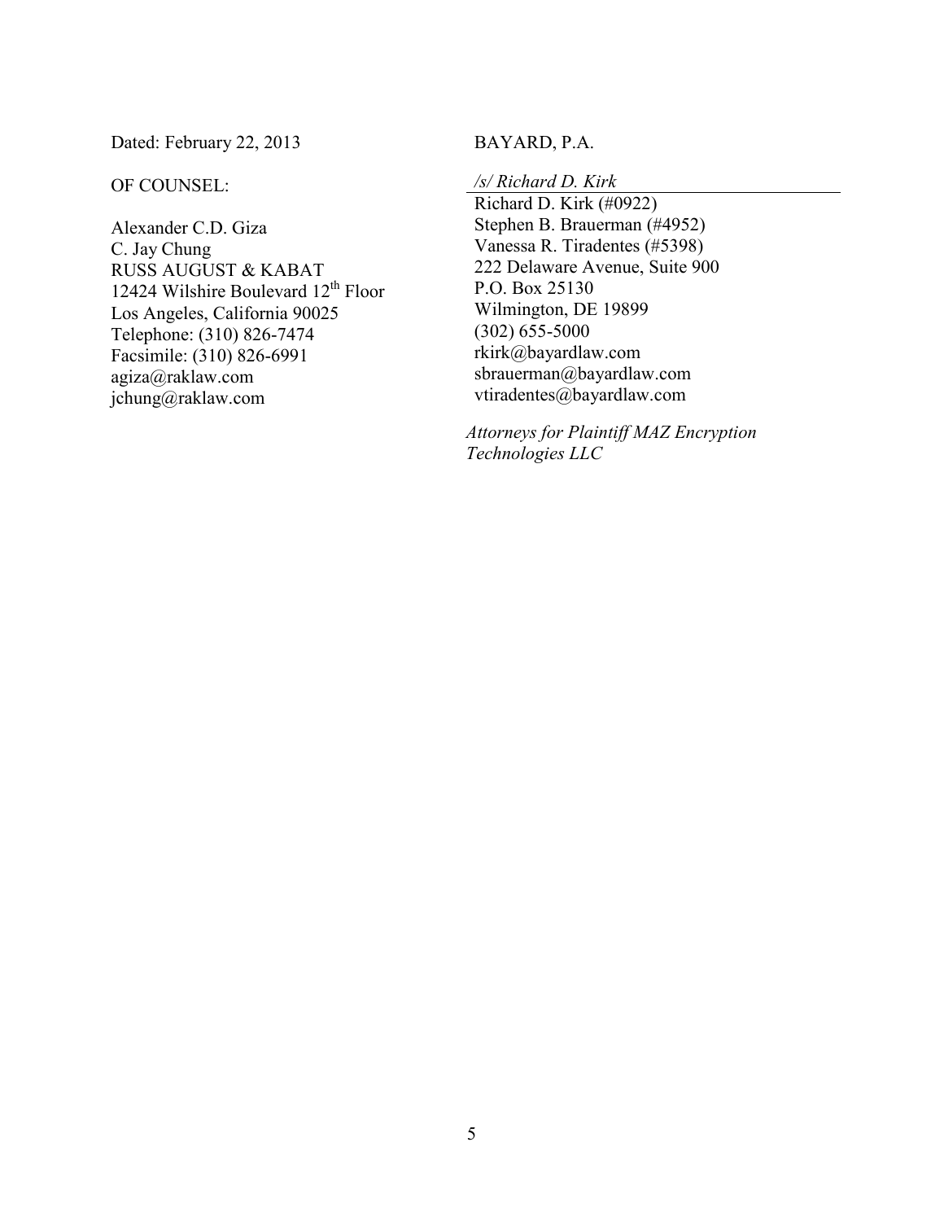Dated: February 22, 2013

OF COUNSEL:

Alexander C.D. Giza
C. Jay Chung
RUSS AUGUST & KABAT
12424 Wilshire Boulevard 12th Floor
Los Angeles, California 90025
Telephone: (310) 826-7474
Facsimile: (310) 826-6991
agiza@raklaw.com
jchung@raklaw.com

BAYARD, P.A.

*/s/ Richard D. Kirk*

Richard D. Kirk (#0922)
Stephen B. Brauerman (#4952)
Vanessa R. Tiradentes (#5398)
222 Delaware Avenue, Suite 900
P.O. Box 25130
Wilmington, DE 19899
(302) 655-5000
rkirk@bayardlaw.com
sbrauerman@bayardlaw.com
vtiradentes@bayardlaw.com

*Attorneys for Plaintiff MAZ Encryption Technologies LLC*